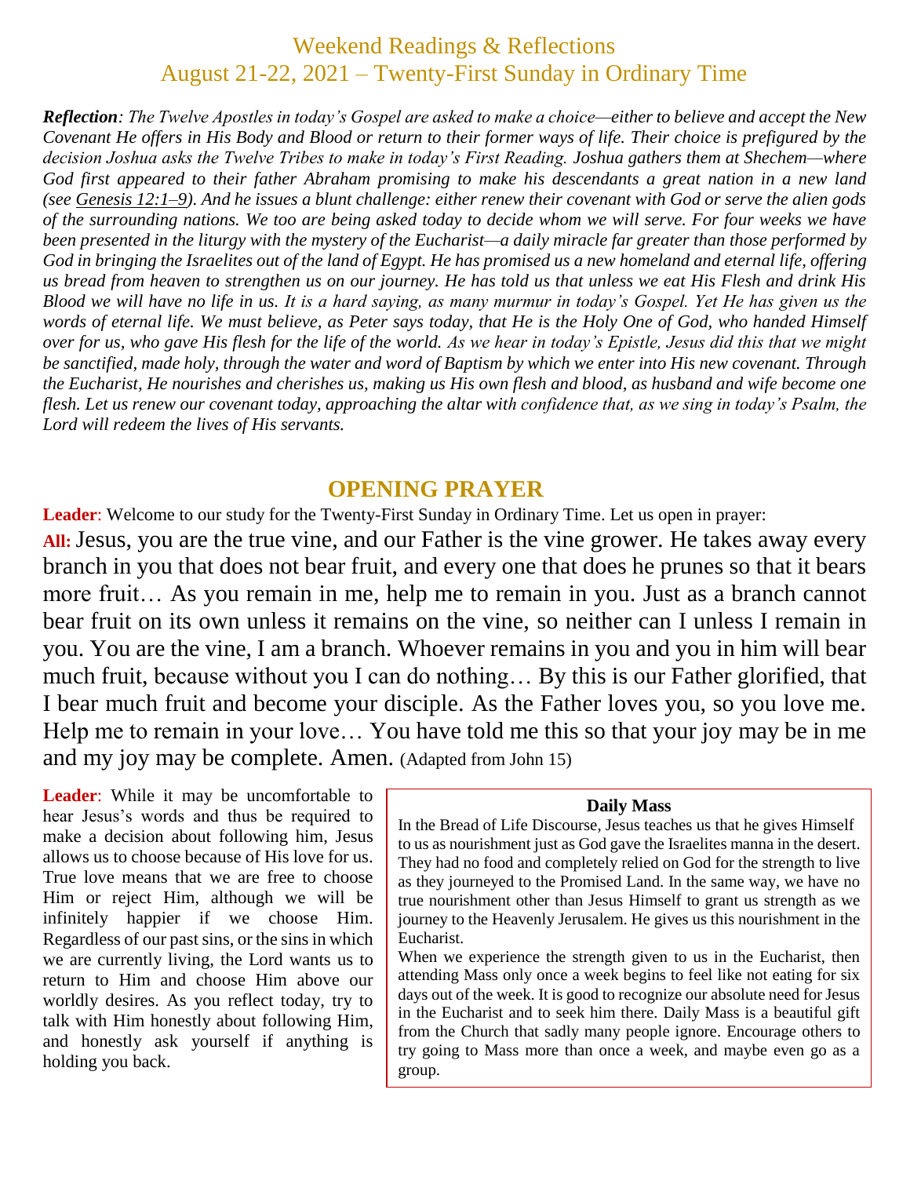# Weekend Readings & Reflections

## August 21-22, 2021 – Twenty-First Sunday in Ordinary Time

***Reflection**: The Twelve Apostles in today's Gospel are asked to make a choice—either to believe and accept the New Covenant He offers in His Body and Blood or return to their former ways of life. Their choice is prefigured by the decision Joshua asks the Twelve Tribes to make in today's First Reading. Joshua gathers them at Shechem—where God first appeared to their father Abraham promising to make his descendants a great nation in a new land (see Genesis 12:1–9). And he issues a blunt challenge: either renew their covenant with God or serve the alien gods of the surrounding nations. We too are being asked today to decide whom we will serve. For four weeks we have been presented in the liturgy with the mystery of the Eucharist—a daily miracle far greater than those performed by God in bringing the Israelites out of the land of Egypt. He has promised us a new homeland and eternal life, offering us bread from heaven to strengthen us on our journey. He has told us that unless we eat His Flesh and drink His Blood we will have no life in us. It is a hard saying, as many murmur in today's Gospel. Yet He has given us the words of eternal life. We must believe, as Peter says today, that He is the Holy One of God, who handed Himself over for us, who gave His flesh for the life of the world. As we hear in today's Epistle, Jesus did this that we might be sanctified, made holy, through the water and word of Baptism by which we enter into His new covenant. Through the Eucharist, He nourishes and cherishes us, making us His own flesh and blood, as husband and wife become one flesh. Let us renew our covenant today, approaching the altar with confidence that, as we sing in today's Psalm, the Lord will redeem the lives of His servants.*

## OPENING PRAYER

**Leader**: Welcome to our study for the Twenty-First Sunday in Ordinary Time. Let us open in prayer:

**All:** Jesus, you are the true vine, and our Father is the vine grower. He takes away every branch in you that does not bear fruit, and every one that does he prunes so that it bears more fruit… As you remain in me, help me to remain in you. Just as a branch cannot bear fruit on its own unless it remains on the vine, so neither can I unless I remain in you. You are the vine, I am a branch. Whoever remains in you and you in him will bear much fruit, because without you I can do nothing… By this is our Father glorified, that I bear much fruit and become your disciple. As the Father loves you, so you love me. Help me to remain in your love… You have told me this so that your joy may be in me and my joy may be complete. Amen. (Adapted from John 15)

**Leader**: While it may be uncomfortable to hear Jesus's words and thus be required to make a decision about following him, Jesus allows us to choose because of His love for us. True love means that we are free to choose Him or reject Him, although we will be infinitely happier if we choose Him. Regardless of our past sins, or the sins in which we are currently living, the Lord wants us to return to Him and choose Him above our worldly desires. As you reflect today, try to talk with Him honestly about following Him, and honestly ask yourself if anything is holding you back.

**Daily Mass**

In the Bread of Life Discourse, Jesus teaches us that he gives Himself to us as nourishment just as God gave the Israelites manna in the desert. They had no food and completely relied on God for the strength to live as they journeyed to the Promised Land. In the same way, we have no true nourishment other than Jesus Himself to grant us strength as we journey to the Heavenly Jerusalem. He gives us this nourishment in the Eucharist.

When we experience the strength given to us in the Eucharist, then attending Mass only once a week begins to feel like not eating for six days out of the week. It is good to recognize our absolute need for Jesus in the Eucharist and to seek him there. Daily Mass is a beautiful gift from the Church that sadly many people ignore. Encourage others to try going to Mass more than once a week, and maybe even go as a group.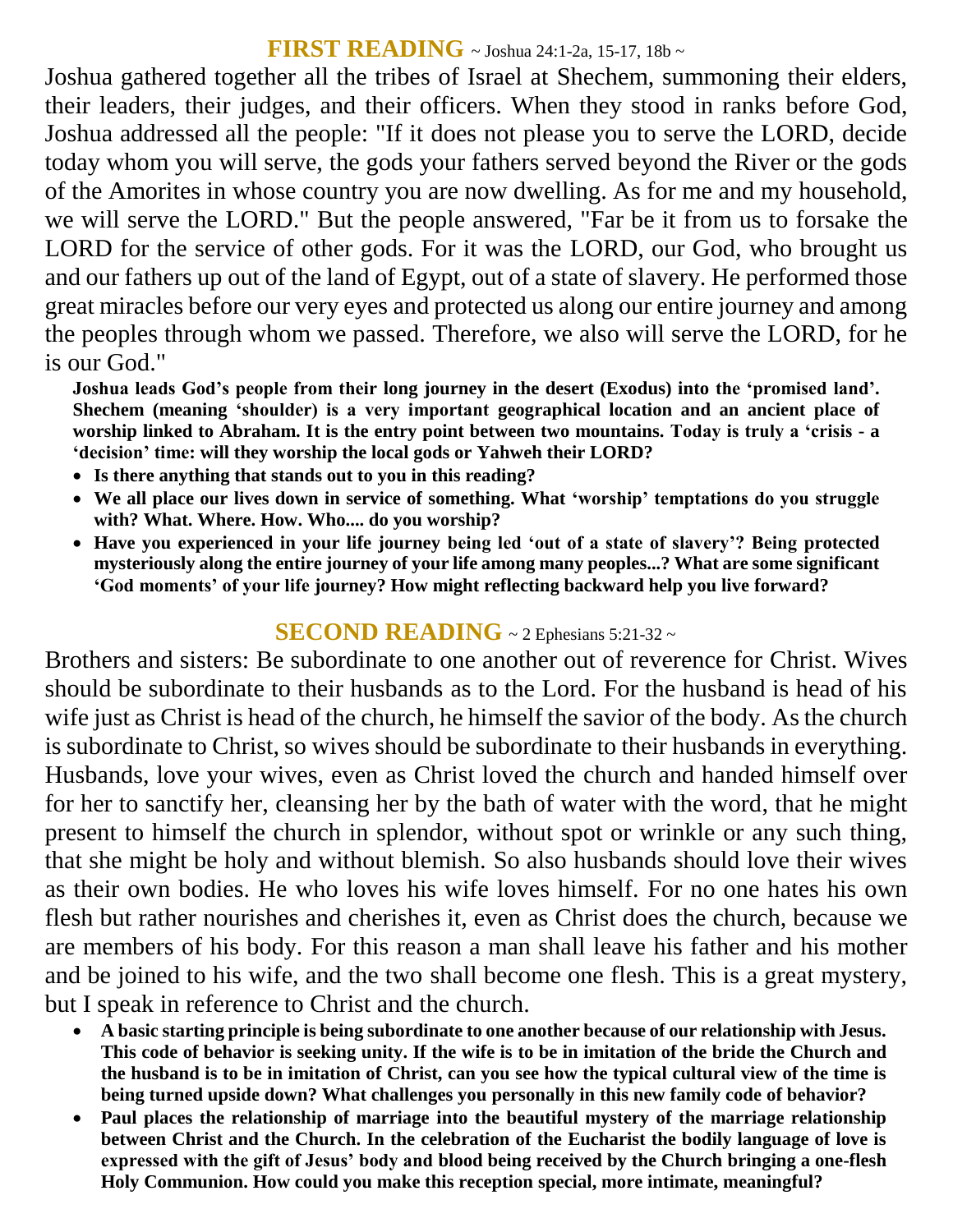## FIRST READING ~ Joshua 24:1-2a, 15-17, 18b ~

Joshua gathered together all the tribes of Israel at Shechem, summoning their elders, their leaders, their judges, and their officers. When they stood in ranks before God, Joshua addressed all the people: "If it does not please you to serve the LORD, decide today whom you will serve, the gods your fathers served beyond the River or the gods of the Amorites in whose country you are now dwelling. As for me and my household, we will serve the LORD." But the people answered, "Far be it from us to forsake the LORD for the service of other gods. For it was the LORD, our God, who brought us and our fathers up out of the land of Egypt, out of a state of slavery. He performed those great miracles before our very eyes and protected us along our entire journey and among the peoples through whom we passed. Therefore, we also will serve the LORD, for he is our God."

**Joshua leads God's people from their long journey in the desert (Exodus) into the 'promised land'. Shechem (meaning 'shoulder) is a very important geographical location and an ancient place of worship linked to Abraham. It is the entry point between two mountains. Today is truly a 'crisis - a 'decision' time: will they worship the local gods or Yahweh their LORD?**

- **Is there anything that stands out to you in this reading?**
- **We all place our lives down in service of something. What 'worship' temptations do you struggle with? What. Where. How. Who.... do you worship?**
- **Have you experienced in your life journey being led 'out of a state of slavery'? Being protected mysteriously along the entire journey of your life among many peoples...? What are some significant 'God moments' of your life journey? How might reflecting backward help you live forward?**

## SECOND READING ~ 2 Ephesians 5:21-32 ~

Brothers and sisters: Be subordinate to one another out of reverence for Christ. Wives should be subordinate to their husbands as to the Lord. For the husband is head of his wife just as Christ is head of the church, he himself the savior of the body. As the church is subordinate to Christ, so wives should be subordinate to their husbands in everything. Husbands, love your wives, even as Christ loved the church and handed himself over for her to sanctify her, cleansing her by the bath of water with the word, that he might present to himself the church in splendor, without spot or wrinkle or any such thing, that she might be holy and without blemish. So also husbands should love their wives as their own bodies. He who loves his wife loves himself. For no one hates his own flesh but rather nourishes and cherishes it, even as Christ does the church, because we are members of his body. For this reason a man shall leave his father and his mother and be joined to his wife, and the two shall become one flesh. This is a great mystery, but I speak in reference to Christ and the church.

- **A basic starting principle is being subordinate to one another because of our relationship with Jesus. This code of behavior is seeking unity. If the wife is to be in imitation of the bride the Church and the husband is to be in imitation of Christ, can you see how the typical cultural view of the time is being turned upside down? What challenges you personally in this new family code of behavior?**
- **Paul places the relationship of marriage into the beautiful mystery of the marriage relationship between Christ and the Church. In the celebration of the Eucharist the bodily language of love is expressed with the gift of Jesus' body and blood being received by the Church bringing a one-flesh Holy Communion. How could you make this reception special, more intimate, meaningful?**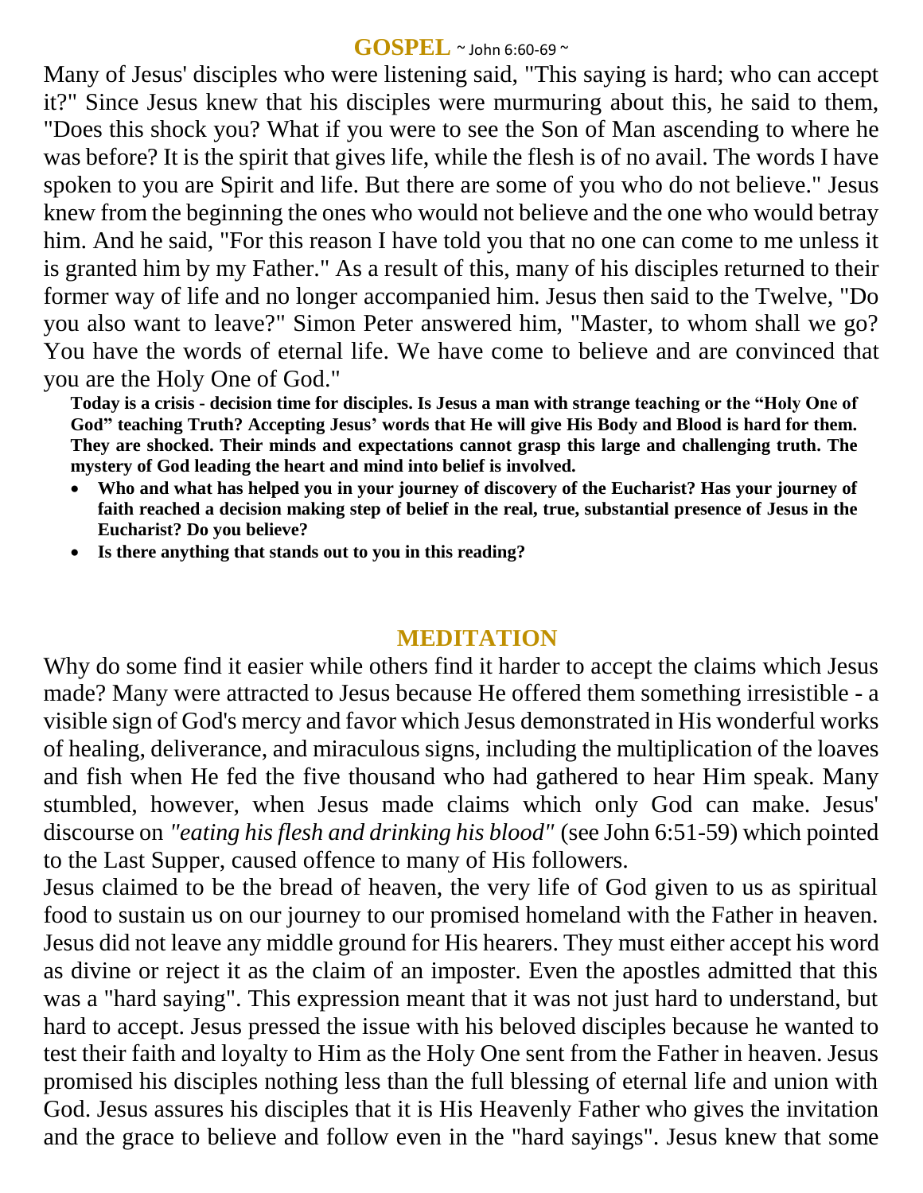## GOSPEL ~ John 6:60-69 ~

Many of Jesus' disciples who were listening said, "This saying is hard; who can accept it?" Since Jesus knew that his disciples were murmuring about this, he said to them, "Does this shock you? What if you were to see the Son of Man ascending to where he was before? It is the spirit that gives life, while the flesh is of no avail. The words I have spoken to you are Spirit and life. But there are some of you who do not believe." Jesus knew from the beginning the ones who would not believe and the one who would betray him. And he said, "For this reason I have told you that no one can come to me unless it is granted him by my Father." As a result of this, many of his disciples returned to their former way of life and no longer accompanied him. Jesus then said to the Twelve, "Do you also want to leave?" Simon Peter answered him, "Master, to whom shall we go? You have the words of eternal life. We have come to believe and are convinced that you are the Holy One of God."

**Today is a crisis - decision time for disciples. Is Jesus a man with strange teaching or the "Holy One of God" teaching Truth? Accepting Jesus' words that He will give His Body and Blood is hard for them. They are shocked. Their minds and expectations cannot grasp this large and challenging truth. The mystery of God leading the heart and mind into belief is involved.**

- **Who and what has helped you in your journey of discovery of the Eucharist? Has your journey of faith reached a decision making step of belief in the real, true, substantial presence of Jesus in the Eucharist? Do you believe?**
- **Is there anything that stands out to you in this reading?**

## MEDITATION

Why do some find it easier while others find it harder to accept the claims which Jesus made? Many were attracted to Jesus because He offered them something irresistible - a visible sign of God's mercy and favor which Jesus demonstrated in His wonderful works of healing, deliverance, and miraculous signs, including the multiplication of the loaves and fish when He fed the five thousand who had gathered to hear Him speak. Many stumbled, however, when Jesus made claims which only God can make. Jesus' discourse on *"eating his flesh and drinking his blood"* (see John 6:51-59) which pointed to the Last Supper, caused offence to many of His followers.

Jesus claimed to be the bread of heaven, the very life of God given to us as spiritual food to sustain us on our journey to our promised homeland with the Father in heaven. Jesus did not leave any middle ground for His hearers. They must either accept his word as divine or reject it as the claim of an imposter. Even the apostles admitted that this was a "hard saying". This expression meant that it was not just hard to understand, but hard to accept. Jesus pressed the issue with his beloved disciples because he wanted to test their faith and loyalty to Him as the Holy One sent from the Father in heaven. Jesus promised his disciples nothing less than the full blessing of eternal life and union with God. Jesus assures his disciples that it is His Heavenly Father who gives the invitation and the grace to believe and follow even in the "hard sayings". Jesus knew that some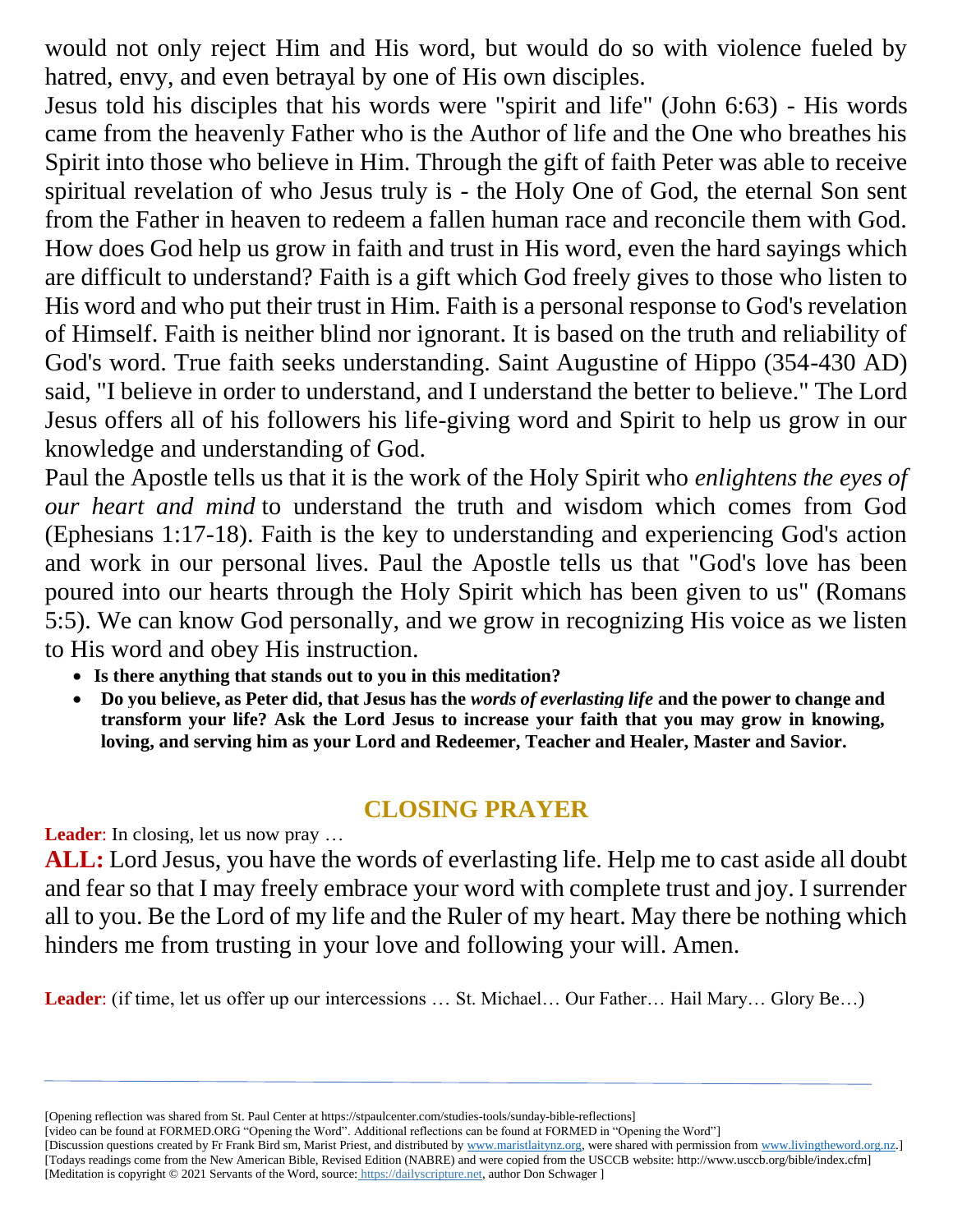would not only reject Him and His word, but would do so with violence fueled by hatred, envy, and even betrayal by one of His own disciples.

Jesus told his disciples that his words were "spirit and life" (John 6:63) - His words came from the heavenly Father who is the Author of life and the One who breathes his Spirit into those who believe in Him. Through the gift of faith Peter was able to receive spiritual revelation of who Jesus truly is - the Holy One of God, the eternal Son sent from the Father in heaven to redeem a fallen human race and reconcile them with God. How does God help us grow in faith and trust in His word, even the hard sayings which are difficult to understand? Faith is a gift which God freely gives to those who listen to His word and who put their trust in Him. Faith is a personal response to God's revelation of Himself. Faith is neither blind nor ignorant. It is based on the truth and reliability of God's word. True faith seeks understanding. Saint Augustine of Hippo (354-430 AD) said, "I believe in order to understand, and I understand the better to believe." The Lord Jesus offers all of his followers his life-giving word and Spirit to help us grow in our knowledge and understanding of God.

Paul the Apostle tells us that it is the work of the Holy Spirit who *enlightens the eyes of our heart and mind* to understand the truth and wisdom which comes from God (Ephesians 1:17-18). Faith is the key to understanding and experiencing God's action and work in our personal lives. Paul the Apostle tells us that "God's love has been poured into our hearts through the Holy Spirit which has been given to us" (Romans 5:5). We can know God personally, and we grow in recognizing His voice as we listen to His word and obey His instruction.

- **Is there anything that stands out to you in this meditation?**
- **Do you believe, as Peter did, that Jesus has the *words of everlasting life* and the power to change and transform your life? Ask the Lord Jesus to increase your faith that you may grow in knowing, loving, and serving him as your Lord and Redeemer, Teacher and Healer, Master and Savior.**

## CLOSING PRAYER

**Leader**: In closing, let us now pray …

**ALL:** Lord Jesus, you have the words of everlasting life. Help me to cast aside all doubt and fear so that I may freely embrace your word with complete trust and joy. I surrender all to you. Be the Lord of my life and the Ruler of my heart. May there be nothing which hinders me from trusting in your love and following your will. Amen.

**Leader**: (if time, let us offer up our intercessions … St. Michael… Our Father… Hail Mary… Glory Be…)

---

[Opening reflection was shared from St. Paul Center at https://stpaulcenter.com/studies-tools/sunday-bible-reflections]
[video can be found at FORMED.ORG "Opening the Word". Additional reflections can be found at FORMED in "Opening the Word"]
[Discussion questions created by Fr Frank Bird sm, Marist Priest, and distributed by www.maristlaitynz.org, were shared with permission from www.livingtheword.org.nz.]
[Todays readings come from the New American Bible, Revised Edition (NABRE) and were copied from the USCCB website: http://www.usccb.org/bible/index.cfm]
[Meditation is copyright © 2021 Servants of the Word, source: https://dailyscripture.net, author Don Schwager ]